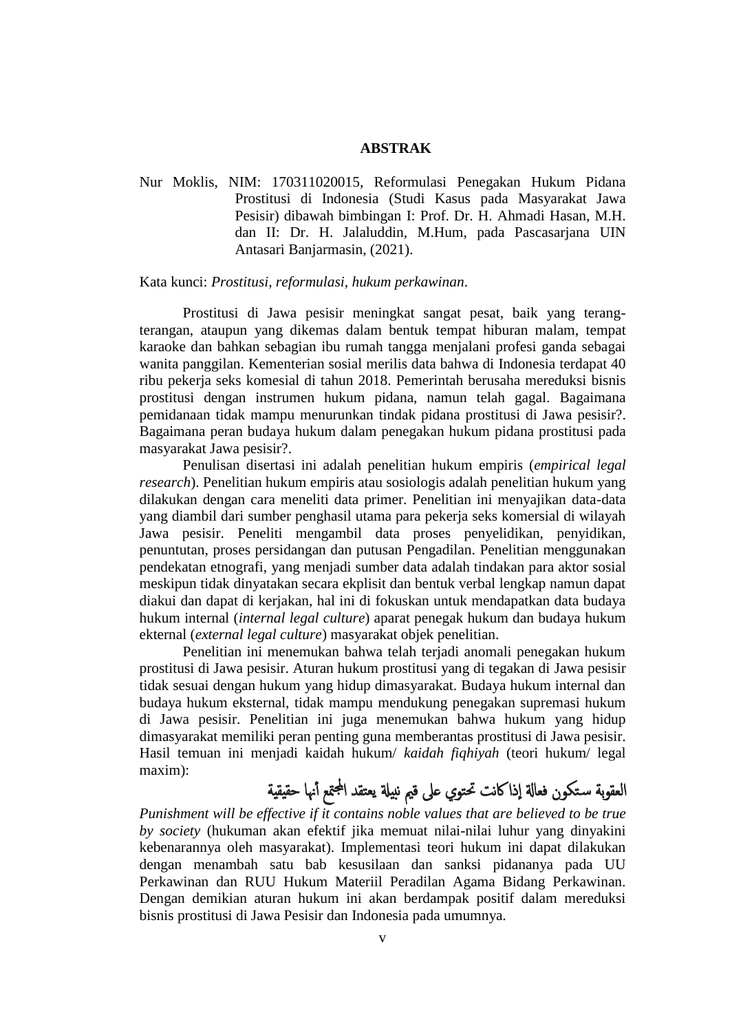# ABSTRAK

Nur Moklis, NIM: 170311020015, Reformulasi Penegakan Hukum Pidana Prostitusi di Indonesia (Studi Kasus pada Masyarakat Jawa Pesisir) dibawah bimbingan I: Prof. Dr. H. Ahmadi Hasan, M.H. dan II: Dr. H. Jalaluddin, M.Hum, pada Pascasarjana UIN Antasari Banjarmasin, (2021).

Kata kunci: *Prostitusi, reformulasi, hukum perkawinan*.

Prostitusi di Jawa pesisir meningkat sangat pesat, baik yang terang-terangan, ataupun yang dikemas dalam bentuk tempat hiburan malam, tempat karaoke dan bahkan sebagian ibu rumah tangga menjalani profesi ganda sebagai wanita panggilan. Kementerian sosial merilis data bahwa di Indonesia terdapat 40 ribu pekerja seks komesial di tahun 2018. Pemerintah berusaha mereduksi bisnis prostitusi dengan instrumen hukum pidana, namun telah gagal. Bagaimana pemidanaan tidak mampu menurunkan tindak pidana prostitusi di Jawa pesisir?. Bagaimana peran budaya hukum dalam penegakan hukum pidana prostitusi pada masyarakat Jawa pesisir?.

Penulisan disertasi ini adalah penelitian hukum empiris (*empirical legal research*). Penelitian hukum empiris atau sosiologis adalah penelitian hukum yang dilakukan dengan cara meneliti data primer. Penelitian ini menyajikan data-data yang diambil dari sumber penghasil utama para pekerja seks komersial di wilayah Jawa pesisir. Peneliti mengambil data proses penyelidikan, penyidikan, penuntutan, proses persidangan dan putusan Pengadilan. Penelitian menggunakan pendekatan etnografi, yang menjadi sumber data adalah tindakan para aktor sosial meskipun tidak dinyatakan secara ekplisit dan bentuk verbal lengkap namun dapat diakui dan dapat di kerjakan, hal ini di fokuskan untuk mendapatkan data budaya hukum internal (*internal legal culture*) aparat penegak hukum dan budaya hukum ekternal (*external legal culture*) masyarakat objek penelitian.

Penelitian ini menemukan bahwa telah terjadi anomali penegakan hukum prostitusi di Jawa pesisir. Aturan hukum prostitusi yang di tegakan di Jawa pesisir tidak sesuai dengan hukum yang hidup dimasyarakat. Budaya hukum internal dan budaya hukum eksternal, tidak mampu mendukung penegakan supremasi hukum di Jawa pesisir. Penelitian ini juga menemukan bahwa hukum yang hidup dimasyarakat memiliki peran penting guna memberantas prostitusi di Jawa pesisir. Hasil temuan ini menjadi kaidah hukum/ *kaidah fiqhiyah* (teori hukum/ legal maxim):

العقوبة ستكون فعالة إذا كانت تحتوي على قيم نبيلة يعتقد المجتمع أنها حقيقية

*Punishment will be effective if it contains noble values that are believed to be true by society* (hukuman akan efektif jika memuat nilai-nilai luhur yang dinyakini kebenarannya oleh masyarakat). Implementasi teori hukum ini dapat dilakukan dengan menambah satu bab kesusilaan dan sanksi pidananya pada UU Perkawinan dan RUU Hukum Materiil Peradilan Agama Bidang Perkawinan. Dengan demikian aturan hukum ini akan berdampak positif dalam mereduksi bisnis prostitusi di Jawa Pesisir dan Indonesia pada umumnya.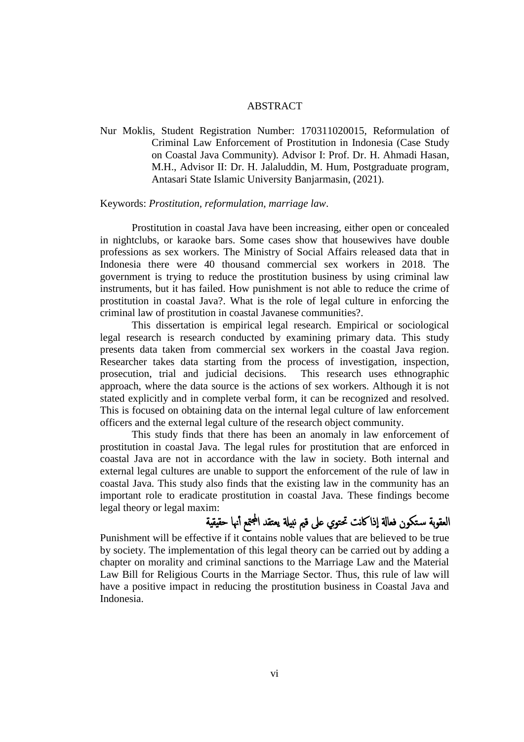# ABSTRACT

Nur Moklis, Student Registration Number: 170311020015, Reformulation of Criminal Law Enforcement of Prostitution in Indonesia (Case Study on Coastal Java Community). Advisor I: Prof. Dr. H. Ahmadi Hasan, M.H., Advisor II: Dr. H. Jalaluddin, M. Hum, Postgraduate program, Antasari State Islamic University Banjarmasin, (2021).

Keywords: *Prostitution, reformulation, marriage law*.

Prostitution in coastal Java have been increasing, either open or concealed in nightclubs, or karaoke bars. Some cases show that housewives have double professions as sex workers. The Ministry of Social Affairs released data that in Indonesia there were 40 thousand commercial sex workers in 2018. The government is trying to reduce the prostitution business by using criminal law instruments, but it has failed. How punishment is not able to reduce the crime of prostitution in coastal Java?. What is the role of legal culture in enforcing the criminal law of prostitution in coastal Javanese communities?.

This dissertation is empirical legal research. Empirical or sociological legal research is research conducted by examining primary data. This study presents data taken from commercial sex workers in the coastal Java region. Researcher takes data starting from the process of investigation, inspection, prosecution, trial and judicial decisions. This research uses ethnographic approach, where the data source is the actions of sex workers. Although it is not stated explicitly and in complete verbal form, it can be recognized and resolved. This is focused on obtaining data on the internal legal culture of law enforcement officers and the external legal culture of the research object community.

This study finds that there has been an anomaly in law enforcement of prostitution in coastal Java. The legal rules for prostitution that are enforced in coastal Java are not in accordance with the law in society. Both internal and external legal cultures are unable to support the enforcement of the rule of law in coastal Java. This study also finds that the existing law in the community has an important role to eradicate prostitution in coastal Java. These findings become legal theory or legal maxim:

العقوبة ستكون فعالة إذا كانت تحتوي على قيم نبيلة يعتقد المجتمع أنها حقيقية

Punishment will be effective if it contains noble values that are believed to be true by society. The implementation of this legal theory can be carried out by adding a chapter on morality and criminal sanctions to the Marriage Law and the Material Law Bill for Religious Courts in the Marriage Sector. Thus, this rule of law will have a positive impact in reducing the prostitution business in Coastal Java and Indonesia.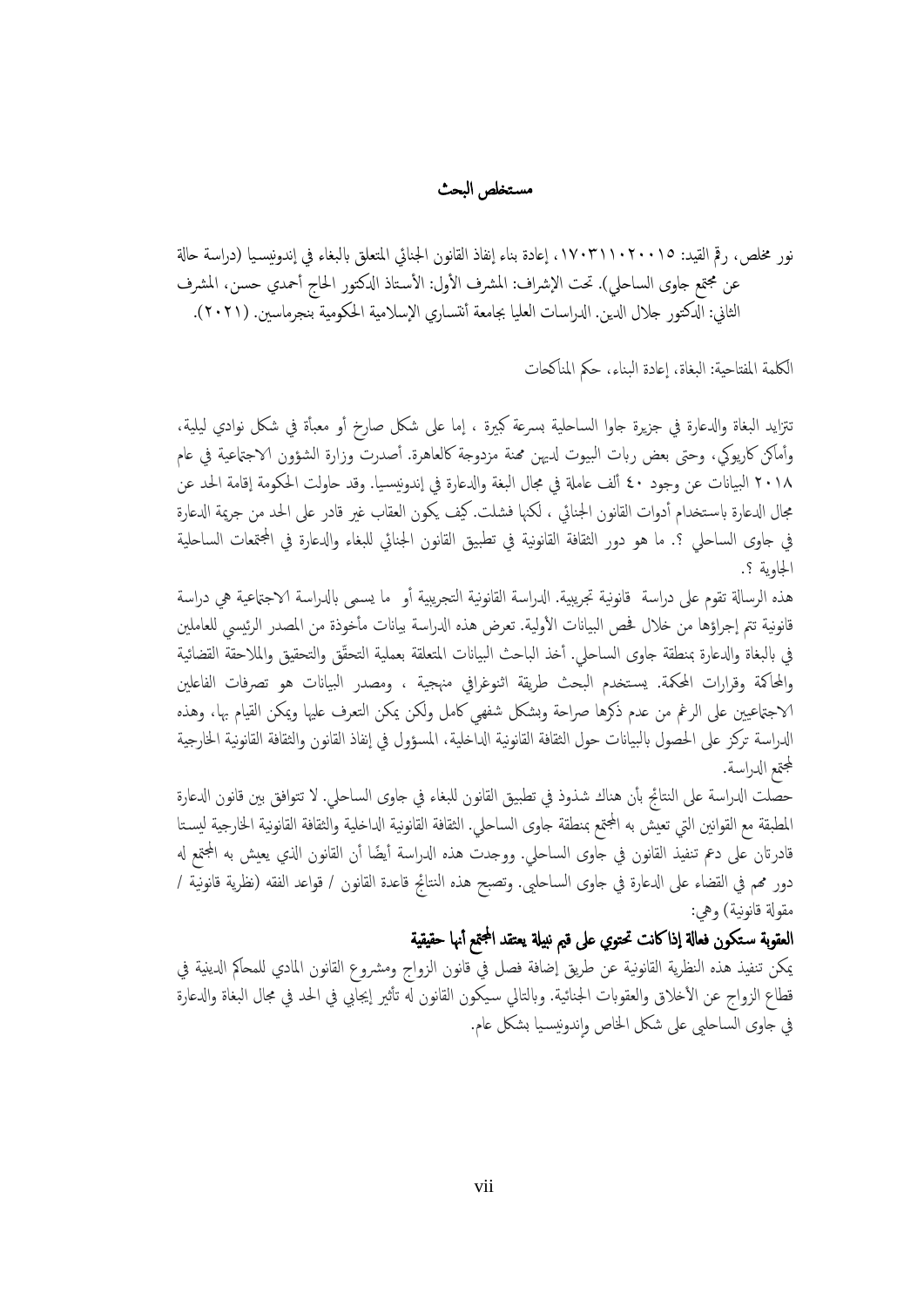## مستخلص البحث

نور مخلص، رقم القيد: ١٧٠٣١١٠٢٠٠١٥، إعادة بناء إنفاذ القانون الجنائي المتعلق بالبغاء في إندونيسيا (دراسة حالة عن مجتمع جاوى الساحلي). تحت الإشراف: المشرف الأول: الأستاذ الدكتور الحاج أحمدي حسن، المشرف الثاني: الدكتور جلال الدين. الدراسات العليا بجامعة أنتساري الإسلامية الحكومية بنجرماسين. (٢٠٢١).

الكلمة المفتاحية: البغاة، إعادة البناء، حكم المناكحات

تتزايد البغاة والدعارة في جزيرة جاوا الساحلية بسرعة كبيرة ، إما على شكل صارخ أو معبأة في شكل نوادي ليلية، وأماكن كاريوكي، وحتى بعض ربات البيوت لديهن مهنة مزدوجة كالعاهرة. أصدرت وزارة الشؤون الاجتماعية في عام ٢٠١٨ البيانات عن وجود ٤٠ ألف عاملة في مجال البغة والدعارة في إندونيسيا. وقد حاولت الحكومة إقامة الحد عن مجال الدعارة باستخدام أدوات القانون الجنائي ، لكنها فشلت. كيف يكون العقاب غير قادر على الحد من جريمة الدعارة في جاوى الساحلي ؟. ما هو دور الثقافة القانونية في تطبيق القانون الجنائي للبغاء والدعارة في المجتمعات الساحلية الجاوية ؟.

هذه الرسالة تقوم على دراسة قانونية تجريبية. الدراسة القانونية التجريبية أو ما يسمى بالدراسة الاجتماعية هي دراسة قانونية تتم إجراؤها من خلال فحص البيانات الأولية. تعرض هذه الدراسة بيانات مأخوذة من المصدر الرئيسي للعاملين في بالبغاء والدعارة بمنطقة جاوى الساحلي. أخذ الباحث البيانات المتعلقة بعملية التحقّق والتحقيق والملاحقة القضائية والمحاكمة وقرارات المحكمة. يستخدم البحث طريقة اثنوغرافي منهجية ، ومصدر البيانات هو تصرفات الفاعلين الاجتماعيين على الرغم من عدم ذكرها صراحة وبشكل شفهي كامل ولكن يمكن التعرف عليها ويمكن القيام بها، وهذه الدراسة تركز على الحصول بالبيانات حول الثقافة القانونية الداخلية، المسؤول في إنفاذ القانون والثقافة القانونية الخارجية لمجتمع الدراسة.

حصلت الدراسة على النتائج بأن هناك شذوذ في تطبيق القانون للبغاء في جاوى الساحلي. لا تتوافق بين قانون الدعارة المطبقة مع القوانين التي تعيش به المجتمع بمنطقة جاوى الساحلي. الثقافة القانونية الداخلية والثقافة القانونية الخارجية ليستا قادرتان على دعم تنفيذ القانون في جاوى الساحلي. ووجدت هذه الدراسة أيضًا أن القانون الذي يعيش به المجتمع له دور مهم في القضاء على الدعارة في جاوى الساحلي. وتصبح هذه النتائج قاعدة القانون / قواعد الفقه (نظرية قانونية / مقولة قانونية) وهي:

**العقوبة ستكون فعالة إذا كانت تحتوي على قيم نبيلة يعتقد المجتمع أنها حقيقية**

يمكن تنفيذ هذه النظرية القانونية عن طريق إضافة فصل في قانون الزواج ومشروع القانون المادي للمحاكم الدينية في قطاع الزواج عن الأخلاق والعقوبات الجنائية. وبالتالي سيكون القانون له تأثير إيجابي في الحد في مجال البغاة والدعارة في جاوى الساحلي على شكل الخاص وإندونيسيا بشكل عام.